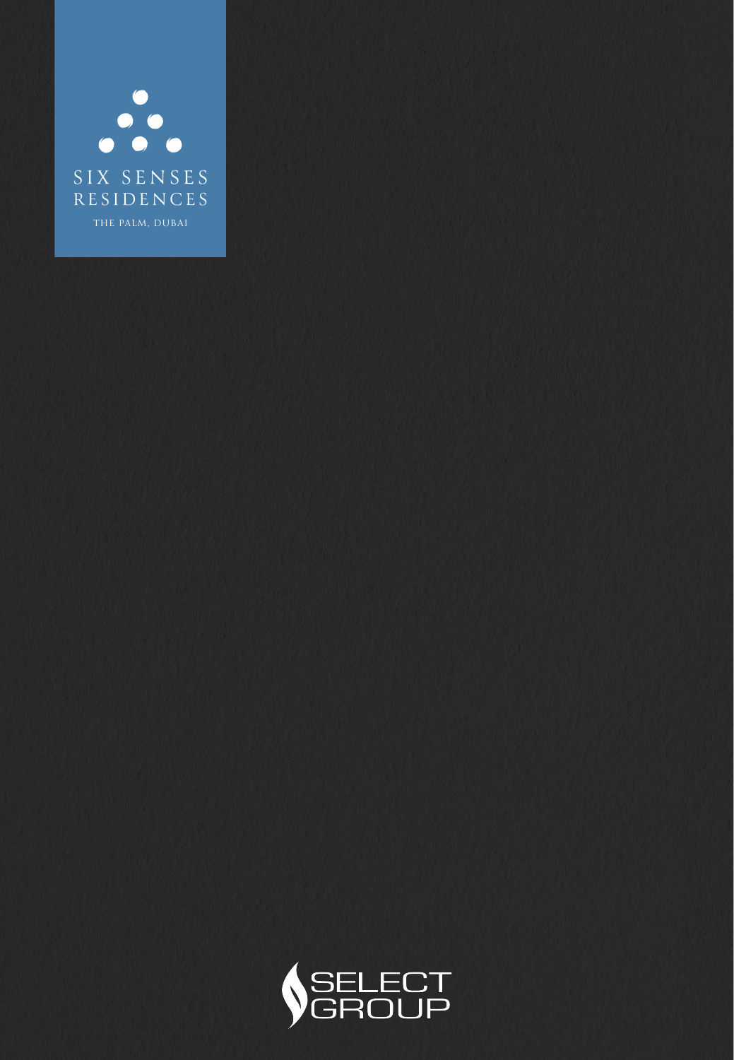# SIX SENSES RESIDENCES

THE PALM, DUBAI

SELECT GROUP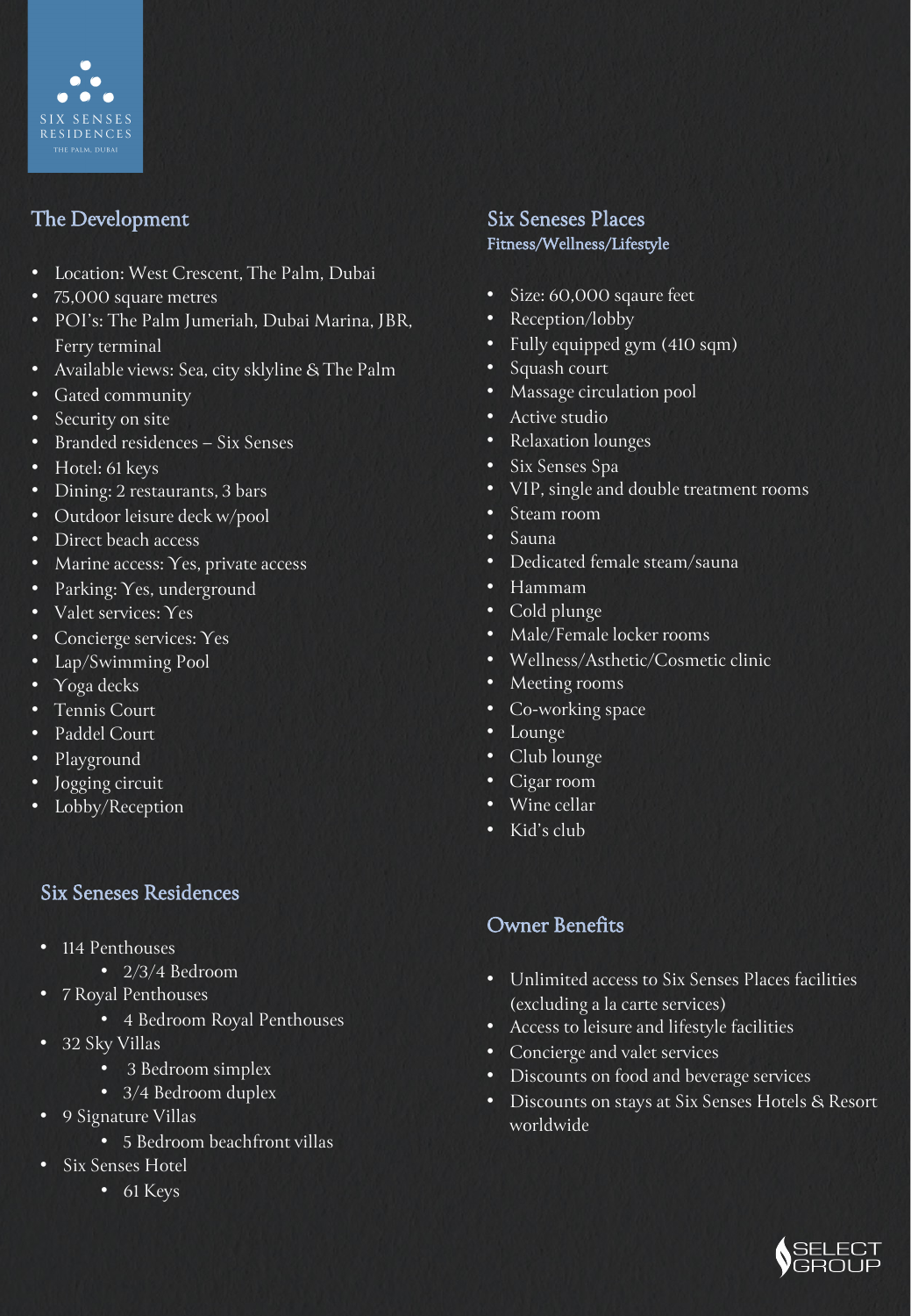SIX SENSES RESIDENCES
THE PALM, DUBAI

## The Development

- Location: West Crescent, The Palm, Dubai
- 75,000 square metres
- POI's: The Palm Jumeriah, Dubai Marina, JBR, Ferry terminal
- Available views: Sea, city sklyline & The Palm
- Gated community
- Security on site
- Branded residences – Six Senses
- Hotel: 61 keys
- Dining: 2 restaurants, 3 bars
- Outdoor leisure deck w/pool
- Direct beach access
- Marine access: Yes, private access
- Parking: Yes, underground
- Valet services: Yes
- Concierge services: Yes
- Lap/Swimming Pool
- Yoga decks
- Tennis Court
- Paddel Court
- Playground
- Jogging circuit
- Lobby/Reception

## Six Seneses Residences

- 114 Penthouses
  - 2/3/4 Bedroom
- 7 Royal Penthouses
  - 4 Bedroom Royal Penthouses
- 32 Sky Villas
  - 3 Bedroom simplex
  - 3/4 Bedroom duplex
- 9 Signature Villas
  - 5 Bedroom beachfront villas
- Six Senses Hotel
  - 61 Keys

## Six Seneses Places
### Fitness/Wellness/Lifestyle

- Size: 60,000 sqaure feet
- Reception/lobby
- Fully equipped gym (410 sqm)
- Squash court
- Massage circulation pool
- Active studio
- Relaxation lounges
- Six Senses Spa
- VIP, single and double treatment rooms
- Steam room
- Sauna
- Dedicated female steam/sauna
- Hammam
- Cold plunge
- Male/Female locker rooms
- Wellness/Asthetic/Cosmetic clinic
- Meeting rooms
- Co-working space
- Lounge
- Club lounge
- Cigar room
- Wine cellar
- Kid's club

## Owner Benefits

- Unlimited access to Six Senses Places facilities (excluding a la carte services)
- Access to leisure and lifestyle facilities
- Concierge and valet services
- Discounts on food and beverage services
- Discounts on stays at Six Senses Hotels & Resort worldwide

SELECT GROUP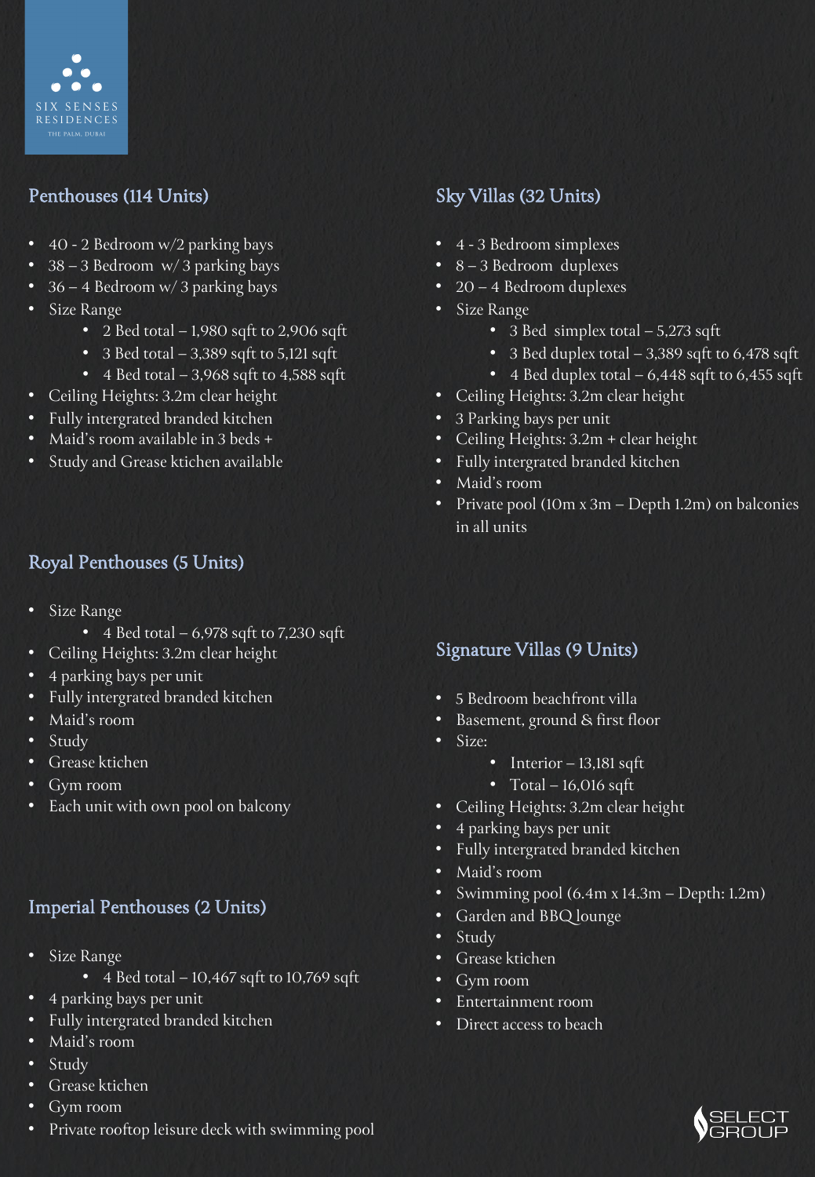## Penthouses (114 Units)

- 40 - 2 Bedroom w/2 parking bays
- 38 – 3 Bedroom w/ 3 parking bays
- 36 – 4 Bedroom w/ 3 parking bays
- Size Range
  - 2 Bed total – 1,980 sqft to 2,906 sqft
  - 3 Bed total – 3,389 sqft to 5,121 sqft
  - 4 Bed total – 3,968 sqft to 4,588 sqft
- Ceiling Heights: 3.2m clear height
- Fully intergrated branded kitchen
- Maid's room available in 3 beds +
- Study and Grease ktichen available

## Royal Penthouses (5 Units)

- Size Range
  - 4 Bed total – 6,978 sqft to 7,230 sqft
- Ceiling Heights: 3.2m clear height
- 4 parking bays per unit
- Fully intergrated branded kitchen
- Maid's room
- Study
- Grease ktichen
- Gym room
- Each unit with own pool on balcony

## Imperial Penthouses (2 Units)

- Size Range
  - 4 Bed total – 10,467 sqft to 10,769 sqft
- 4 parking bays per unit
- Fully intergrated branded kitchen
- Maid's room
- Study
- Grease ktichen
- Gym room
- Private rooftop leisure deck with swimming pool

## Sky Villas (32 Units)

- 4 - 3 Bedroom simplexes
- 8 – 3 Bedroom duplexes
- 20 – 4 Bedroom duplexes
- Size Range
  - 3 Bed simplex total – 5,273 sqft
  - 3 Bed duplex total – 3,389 sqft to 6,478 sqft
  - 4 Bed duplex total – 6,448 sqft to 6,455 sqft
- Ceiling Heights: 3.2m clear height
- 3 Parking bays per unit
- Ceiling Heights: 3.2m + clear height
- Fully intergrated branded kitchen
- Maid's room
- Private pool (10m x 3m – Depth 1.2m) on balconies in all units

## Signature Villas (9 Units)

- 5 Bedroom beachfront villa
- Basement, ground & first floor
- Size:
  - Interior – 13,181 sqft
  - Total – 16,016 sqft
- Ceiling Heights: 3.2m clear height
- 4 parking bays per unit
- Fully intergrated branded kitchen
- Maid's room
- Swimming pool (6.4m x 14.3m – Depth: 1.2m)
- Garden and BBQ lounge
- Study
- Grease ktichen
- Gym room
- Entertainment room
- Direct access to beach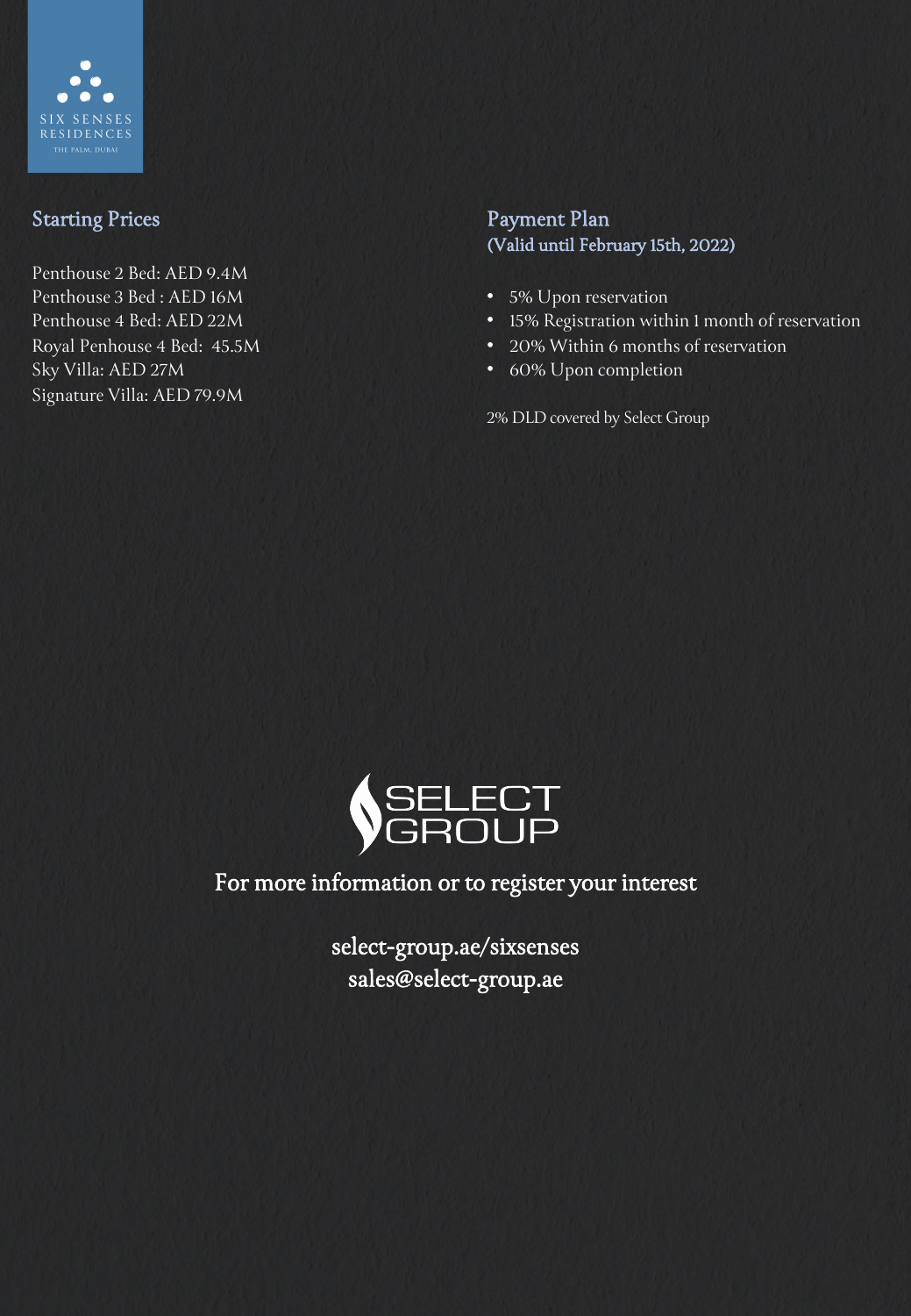SIX SENSES RESIDENCES

THE PALM, DUBAI

## Starting Prices

Penthouse 2 Bed: AED 9.4M
Penthouse 3 Bed : AED 16M
Penthouse 4 Bed: AED 22M
Royal Penhouse 4 Bed: 45.5M
Sky Villa: AED 27M
Signature Villa: AED 79.9M

## Payment Plan
### (Valid until February 15th, 2022)

- 5% Upon reservation
- 15% Registration within 1 month of reservation
- 20% Within 6 months of reservation
- 60% Upon completion

2% DLD covered by Select Group

SELECT GROUP

For more information or to register your interest

select-group.ae/sixsenses
sales@select-group.ae